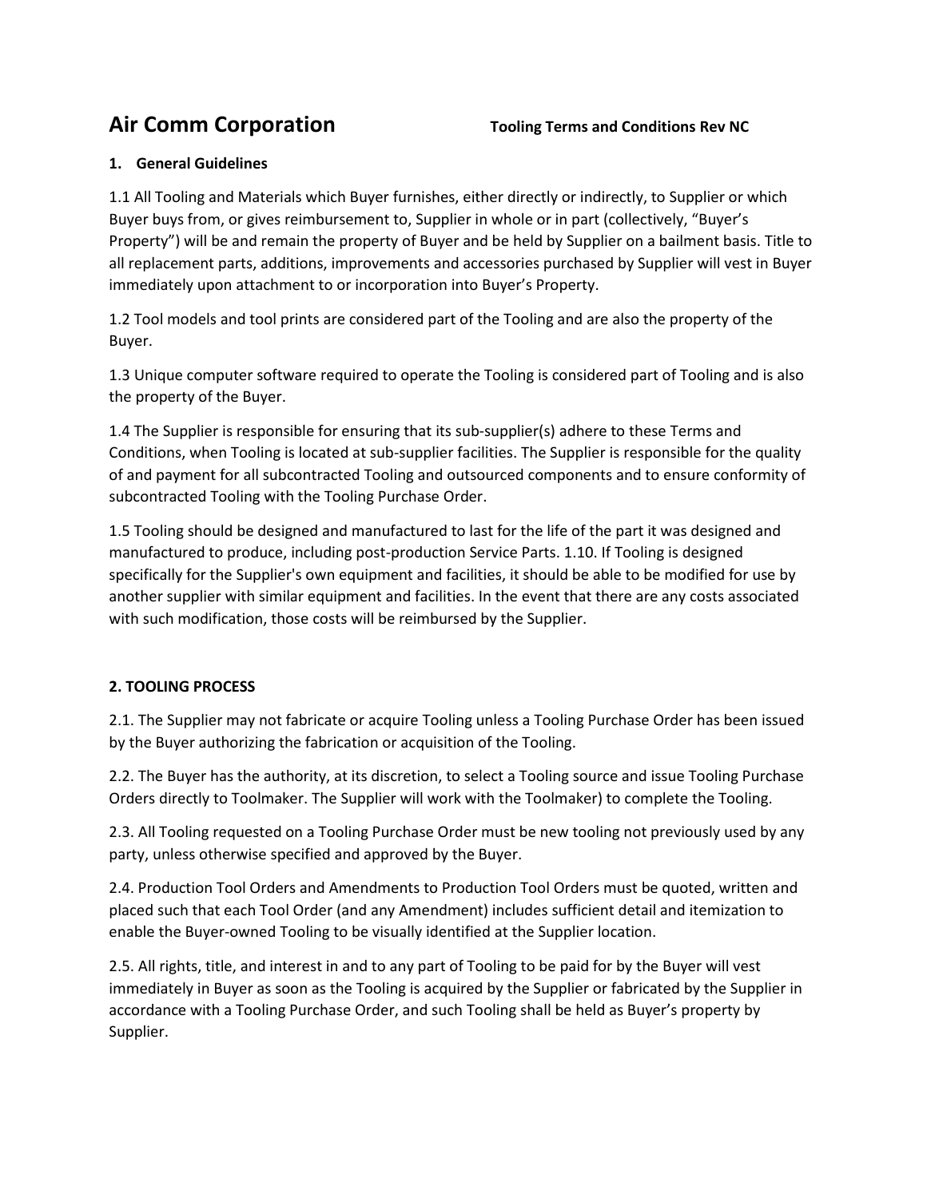# Air Comm Corporation

**Tooling Terms and Conditions Rev NC**

## 1. General Guidelines

1.1 All Tooling and Materials which Buyer furnishes, either directly or indirectly, to Supplier or which Buyer buys from, or gives reimbursement to, Supplier in whole or in part (collectively, "Buyer's Property") will be and remain the property of Buyer and be held by Supplier on a bailment basis. Title to all replacement parts, additions, improvements and accessories purchased by Supplier will vest in Buyer immediately upon attachment to or incorporation into Buyer's Property.

1.2 Tool models and tool prints are considered part of the Tooling and are also the property of the Buyer.

1.3 Unique computer software required to operate the Tooling is considered part of Tooling and is also the property of the Buyer.

1.4 The Supplier is responsible for ensuring that its sub-supplier(s) adhere to these Terms and Conditions, when Tooling is located at sub-supplier facilities. The Supplier is responsible for the quality of and payment for all subcontracted Tooling and outsourced components and to ensure conformity of subcontracted Tooling with the Tooling Purchase Order.

1.5 Tooling should be designed and manufactured to last for the life of the part it was designed and manufactured to produce, including post-production Service Parts. 1.10. If Tooling is designed specifically for the Supplier's own equipment and facilities, it should be able to be modified for use by another supplier with similar equipment and facilities. In the event that there are any costs associated with such modification, those costs will be reimbursed by the Supplier.

## 2. TOOLING PROCESS

2.1. The Supplier may not fabricate or acquire Tooling unless a Tooling Purchase Order has been issued by the Buyer authorizing the fabrication or acquisition of the Tooling.

2.2. The Buyer has the authority, at its discretion, to select a Tooling source and issue Tooling Purchase Orders directly to Toolmaker. The Supplier will work with the Toolmaker) to complete the Tooling.

2.3. All Tooling requested on a Tooling Purchase Order must be new tooling not previously used by any party, unless otherwise specified and approved by the Buyer.

2.4. Production Tool Orders and Amendments to Production Tool Orders must be quoted, written and placed such that each Tool Order (and any Amendment) includes sufficient detail and itemization to enable the Buyer-owned Tooling to be visually identified at the Supplier location.

2.5. All rights, title, and interest in and to any part of Tooling to be paid for by the Buyer will vest immediately in Buyer as soon as the Tooling is acquired by the Supplier or fabricated by the Supplier in accordance with a Tooling Purchase Order, and such Tooling shall be held as Buyer's property by Supplier.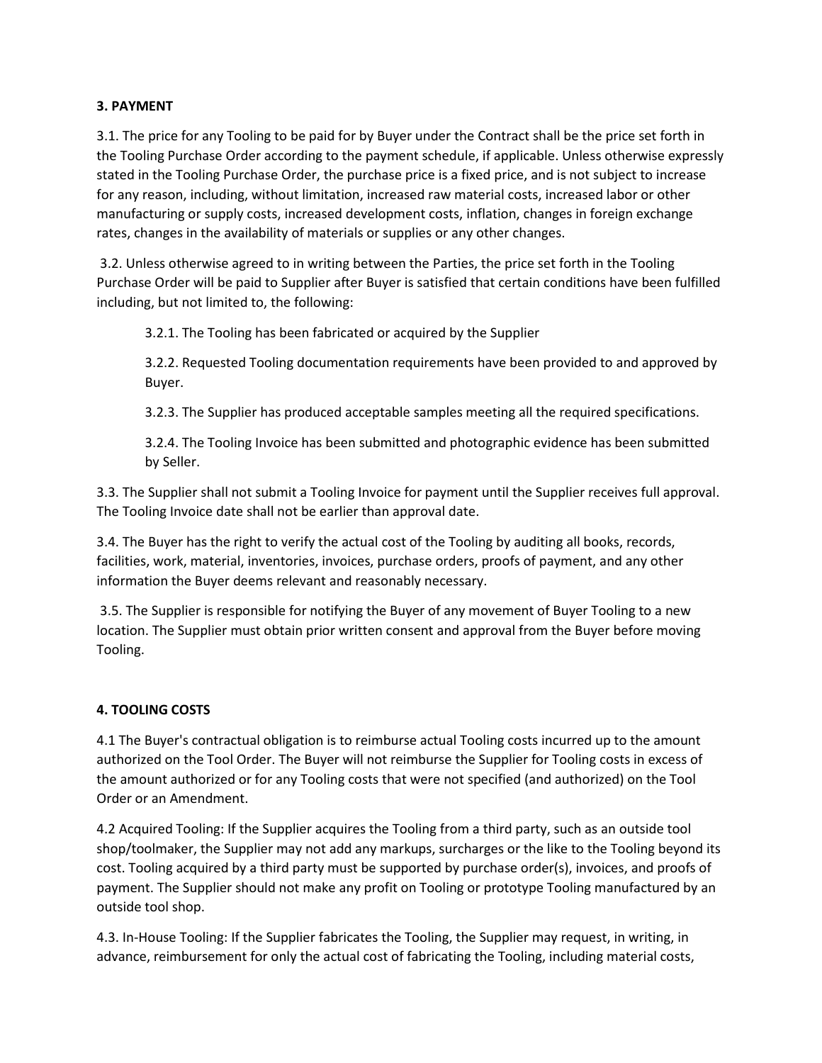## 3. PAYMENT

3.1. The price for any Tooling to be paid for by Buyer under the Contract shall be the price set forth in the Tooling Purchase Order according to the payment schedule, if applicable. Unless otherwise expressly stated in the Tooling Purchase Order, the purchase price is a fixed price, and is not subject to increase for any reason, including, without limitation, increased raw material costs, increased labor or other manufacturing or supply costs, increased development costs, inflation, changes in foreign exchange rates, changes in the availability of materials or supplies or any other changes.

3.2. Unless otherwise agreed to in writing between the Parties, the price set forth in the Tooling Purchase Order will be paid to Supplier after Buyer is satisfied that certain conditions have been fulfilled including, but not limited to, the following:

> 3.2.1. The Tooling has been fabricated or acquired by the Supplier
>
> 3.2.2. Requested Tooling documentation requirements have been provided to and approved by Buyer.
>
> 3.2.3. The Supplier has produced acceptable samples meeting all the required specifications.
>
> 3.2.4. The Tooling Invoice has been submitted and photographic evidence has been submitted by Seller.

3.3. The Supplier shall not submit a Tooling Invoice for payment until the Supplier receives full approval. The Tooling Invoice date shall not be earlier than approval date.

3.4. The Buyer has the right to verify the actual cost of the Tooling by auditing all books, records, facilities, work, material, inventories, invoices, purchase orders, proofs of payment, and any other information the Buyer deems relevant and reasonably necessary.

3.5. The Supplier is responsible for notifying the Buyer of any movement of Buyer Tooling to a new location. The Supplier must obtain prior written consent and approval from the Buyer before moving Tooling.

## 4. TOOLING COSTS

4.1 The Buyer's contractual obligation is to reimburse actual Tooling costs incurred up to the amount authorized on the Tool Order. The Buyer will not reimburse the Supplier for Tooling costs in excess of the amount authorized or for any Tooling costs that were not specified (and authorized) on the Tool Order or an Amendment.

4.2 Acquired Tooling: If the Supplier acquires the Tooling from a third party, such as an outside tool shop/toolmaker, the Supplier may not add any markups, surcharges or the like to the Tooling beyond its cost. Tooling acquired by a third party must be supported by purchase order(s), invoices, and proofs of payment. The Supplier should not make any profit on Tooling or prototype Tooling manufactured by an outside tool shop.

4.3. In-House Tooling: If the Supplier fabricates the Tooling, the Supplier may request, in writing, in advance, reimbursement for only the actual cost of fabricating the Tooling, including material costs,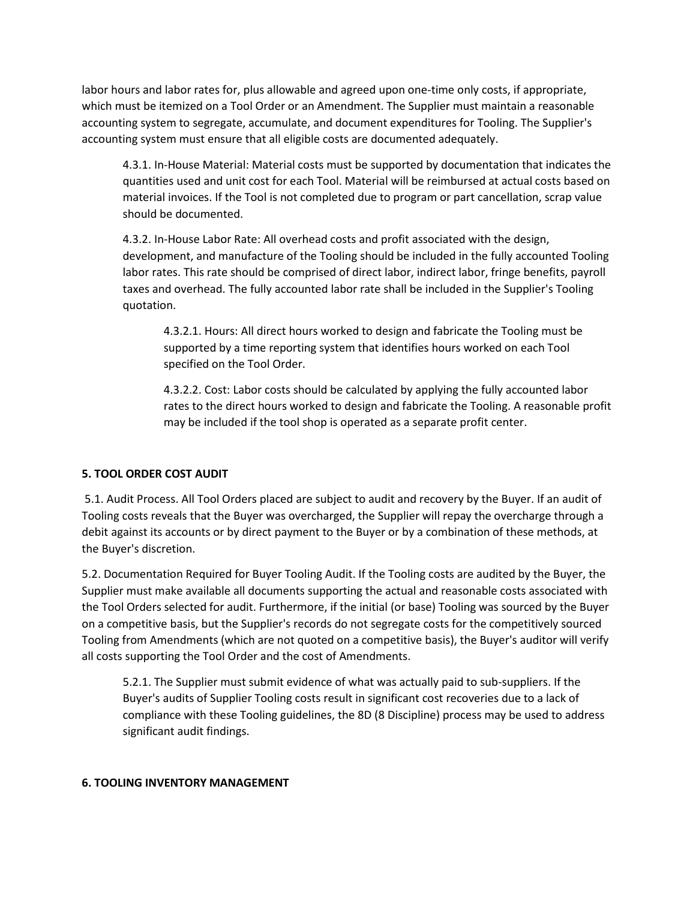labor hours and labor rates for, plus allowable and agreed upon one-time only costs, if appropriate, which must be itemized on a Tool Order or an Amendment. The Supplier must maintain a reasonable accounting system to segregate, accumulate, and document expenditures for Tooling. The Supplier's accounting system must ensure that all eligible costs are documented adequately.

4.3.1. In-House Material: Material costs must be supported by documentation that indicates the quantities used and unit cost for each Tool. Material will be reimbursed at actual costs based on material invoices. If the Tool is not completed due to program or part cancellation, scrap value should be documented.

4.3.2. In-House Labor Rate: All overhead costs and profit associated with the design, development, and manufacture of the Tooling should be included in the fully accounted Tooling labor rates. This rate should be comprised of direct labor, indirect labor, fringe benefits, payroll taxes and overhead. The fully accounted labor rate shall be included in the Supplier's Tooling quotation.

4.3.2.1. Hours: All direct hours worked to design and fabricate the Tooling must be supported by a time reporting system that identifies hours worked on each Tool specified on the Tool Order.

4.3.2.2. Cost: Labor costs should be calculated by applying the fully accounted labor rates to the direct hours worked to design and fabricate the Tooling. A reasonable profit may be included if the tool shop is operated as a separate profit center.

**5. TOOL ORDER COST AUDIT**

5.1. Audit Process. All Tool Orders placed are subject to audit and recovery by the Buyer. If an audit of Tooling costs reveals that the Buyer was overcharged, the Supplier will repay the overcharge through a debit against its accounts or by direct payment to the Buyer or by a combination of these methods, at the Buyer's discretion.

5.2. Documentation Required for Buyer Tooling Audit. If the Tooling costs are audited by the Buyer, the Supplier must make available all documents supporting the actual and reasonable costs associated with the Tool Orders selected for audit. Furthermore, if the initial (or base) Tooling was sourced by the Buyer on a competitive basis, but the Supplier's records do not segregate costs for the competitively sourced Tooling from Amendments (which are not quoted on a competitive basis), the Buyer's auditor will verify all costs supporting the Tool Order and the cost of Amendments.

5.2.1. The Supplier must submit evidence of what was actually paid to sub-suppliers. If the Buyer's audits of Supplier Tooling costs result in significant cost recoveries due to a lack of compliance with these Tooling guidelines, the 8D (8 Discipline) process may be used to address significant audit findings.

**6. TOOLING INVENTORY MANAGEMENT**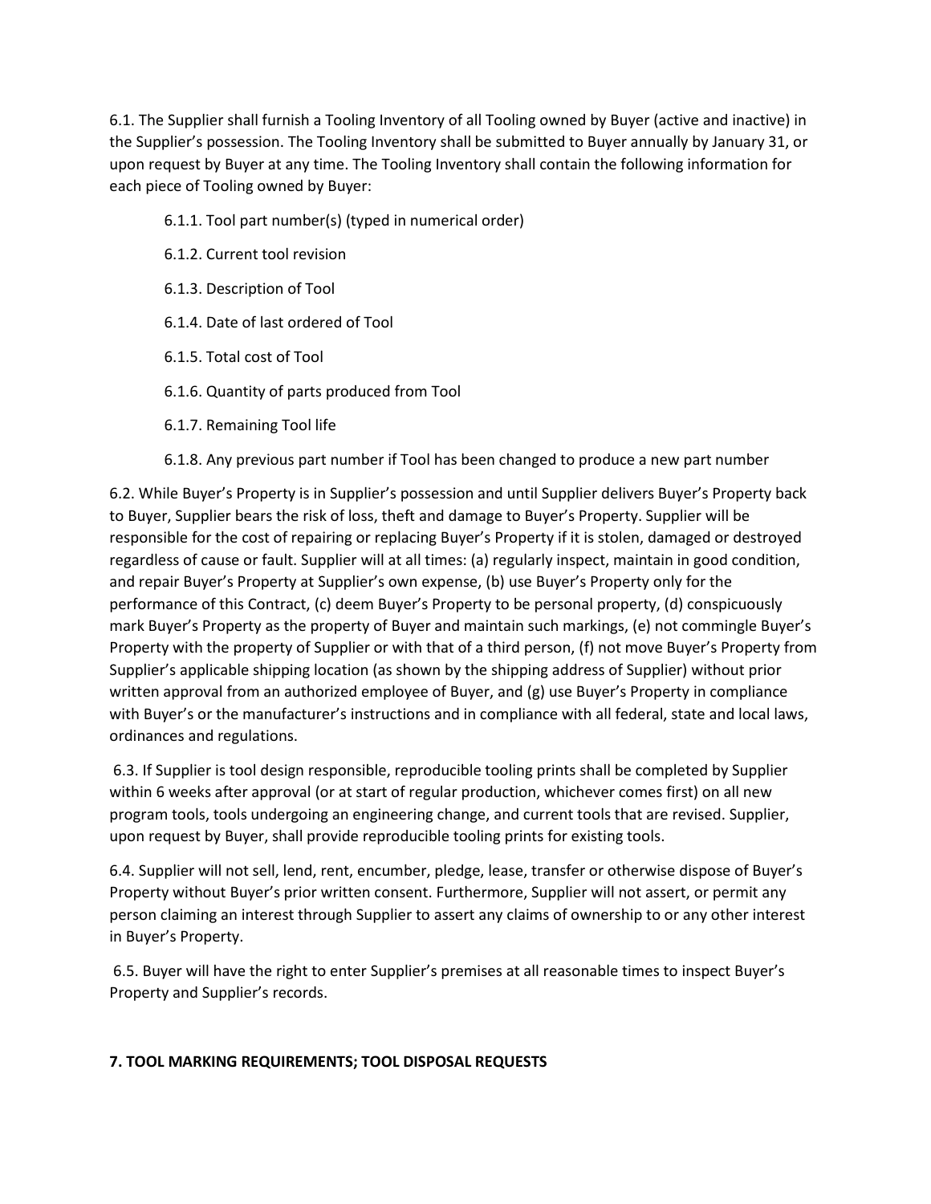6.1. The Supplier shall furnish a Tooling Inventory of all Tooling owned by Buyer (active and inactive) in the Supplier's possession. The Tooling Inventory shall be submitted to Buyer annually by January 31, or upon request by Buyer at any time. The Tooling Inventory shall contain the following information for each piece of Tooling owned by Buyer:

- 6.1.1. Tool part number(s) (typed in numerical order)
- 6.1.2. Current tool revision
- 6.1.3. Description of Tool
- 6.1.4. Date of last ordered of Tool
- 6.1.5. Total cost of Tool
- 6.1.6. Quantity of parts produced from Tool
- 6.1.7. Remaining Tool life
- 6.1.8. Any previous part number if Tool has been changed to produce a new part number

6.2. While Buyer's Property is in Supplier's possession and until Supplier delivers Buyer's Property back to Buyer, Supplier bears the risk of loss, theft and damage to Buyer's Property. Supplier will be responsible for the cost of repairing or replacing Buyer's Property if it is stolen, damaged or destroyed regardless of cause or fault. Supplier will at all times: (a) regularly inspect, maintain in good condition, and repair Buyer's Property at Supplier's own expense, (b) use Buyer's Property only for the performance of this Contract, (c) deem Buyer's Property to be personal property, (d) conspicuously mark Buyer's Property as the property of Buyer and maintain such markings, (e) not commingle Buyer's Property with the property of Supplier or with that of a third person, (f) not move Buyer's Property from Supplier's applicable shipping location (as shown by the shipping address of Supplier) without prior written approval from an authorized employee of Buyer, and (g) use Buyer's Property in compliance with Buyer's or the manufacturer's instructions and in compliance with all federal, state and local laws, ordinances and regulations.

6.3. If Supplier is tool design responsible, reproducible tooling prints shall be completed by Supplier within 6 weeks after approval (or at start of regular production, whichever comes first) on all new program tools, tools undergoing an engineering change, and current tools that are revised. Supplier, upon request by Buyer, shall provide reproducible tooling prints for existing tools.

6.4. Supplier will not sell, lend, rent, encumber, pledge, lease, transfer or otherwise dispose of Buyer's Property without Buyer's prior written consent. Furthermore, Supplier will not assert, or permit any person claiming an interest through Supplier to assert any claims of ownership to or any other interest in Buyer's Property.

6.5. Buyer will have the right to enter Supplier's premises at all reasonable times to inspect Buyer's Property and Supplier's records.

## 7. TOOL MARKING REQUIREMENTS; TOOL DISPOSAL REQUESTS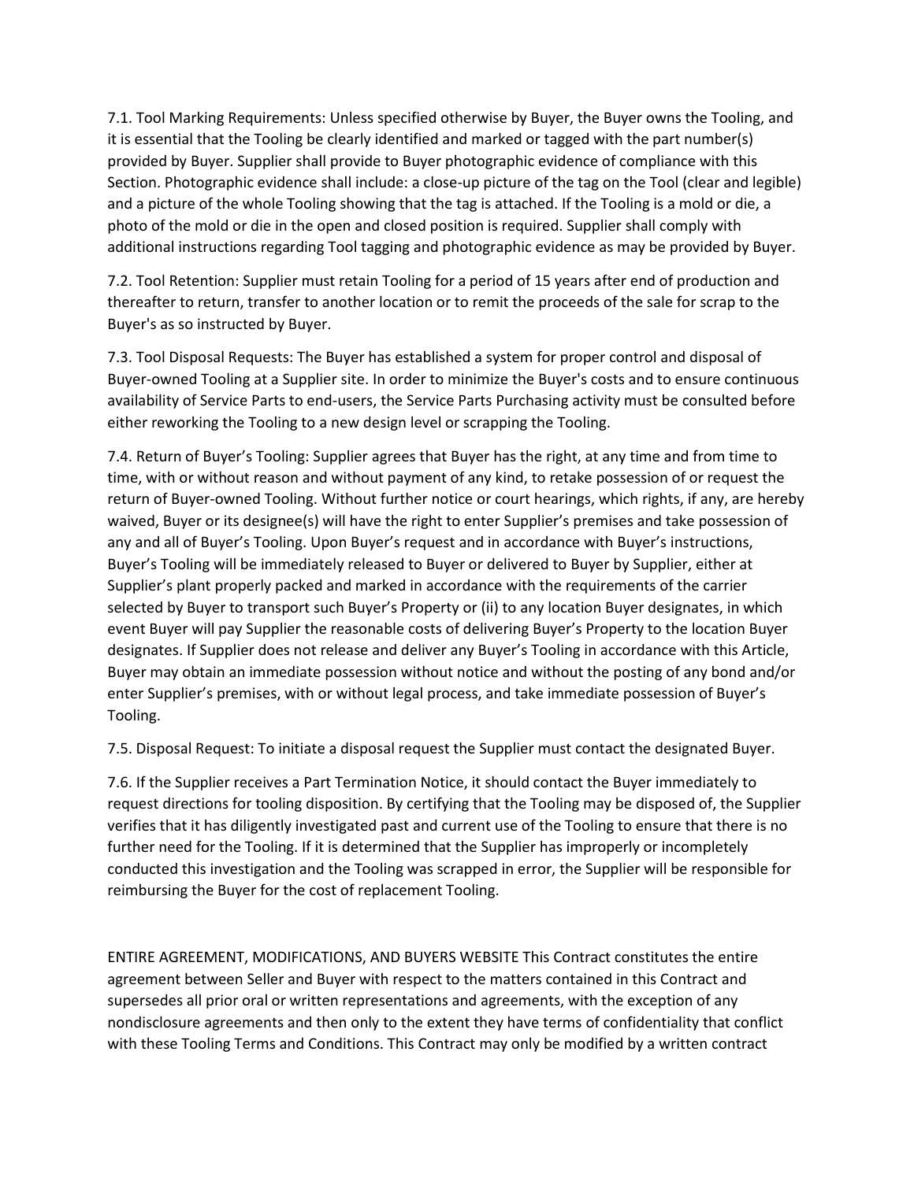7.1. Tool Marking Requirements: Unless specified otherwise by Buyer, the Buyer owns the Tooling, and it is essential that the Tooling be clearly identified and marked or tagged with the part number(s) provided by Buyer. Supplier shall provide to Buyer photographic evidence of compliance with this Section. Photographic evidence shall include: a close-up picture of the tag on the Tool (clear and legible) and a picture of the whole Tooling showing that the tag is attached. If the Tooling is a mold or die, a photo of the mold or die in the open and closed position is required. Supplier shall comply with additional instructions regarding Tool tagging and photographic evidence as may be provided by Buyer.

7.2. Tool Retention: Supplier must retain Tooling for a period of 15 years after end of production and thereafter to return, transfer to another location or to remit the proceeds of the sale for scrap to the Buyer's as so instructed by Buyer.

7.3. Tool Disposal Requests: The Buyer has established a system for proper control and disposal of Buyer-owned Tooling at a Supplier site. In order to minimize the Buyer's costs and to ensure continuous availability of Service Parts to end-users, the Service Parts Purchasing activity must be consulted before either reworking the Tooling to a new design level or scrapping the Tooling.

7.4. Return of Buyer's Tooling: Supplier agrees that Buyer has the right, at any time and from time to time, with or without reason and without payment of any kind, to retake possession of or request the return of Buyer-owned Tooling. Without further notice or court hearings, which rights, if any, are hereby waived, Buyer or its designee(s) will have the right to enter Supplier's premises and take possession of any and all of Buyer's Tooling. Upon Buyer's request and in accordance with Buyer's instructions, Buyer's Tooling will be immediately released to Buyer or delivered to Buyer by Supplier, either at Supplier's plant properly packed and marked in accordance with the requirements of the carrier selected by Buyer to transport such Buyer's Property or (ii) to any location Buyer designates, in which event Buyer will pay Supplier the reasonable costs of delivering Buyer's Property to the location Buyer designates. If Supplier does not release and deliver any Buyer's Tooling in accordance with this Article, Buyer may obtain an immediate possession without notice and without the posting of any bond and/or enter Supplier's premises, with or without legal process, and take immediate possession of Buyer's Tooling.

7.5. Disposal Request: To initiate a disposal request the Supplier must contact the designated Buyer.

7.6. If the Supplier receives a Part Termination Notice, it should contact the Buyer immediately to request directions for tooling disposition. By certifying that the Tooling may be disposed of, the Supplier verifies that it has diligently investigated past and current use of the Tooling to ensure that there is no further need for the Tooling. If it is determined that the Supplier has improperly or incompletely conducted this investigation and the Tooling was scrapped in error, the Supplier will be responsible for reimbursing the Buyer for the cost of replacement Tooling.

ENTIRE AGREEMENT, MODIFICATIONS, AND BUYERS WEBSITE This Contract constitutes the entire agreement between Seller and Buyer with respect to the matters contained in this Contract and supersedes all prior oral or written representations and agreements, with the exception of any nondisclosure agreements and then only to the extent they have terms of confidentiality that conflict with these Tooling Terms and Conditions. This Contract may only be modified by a written contract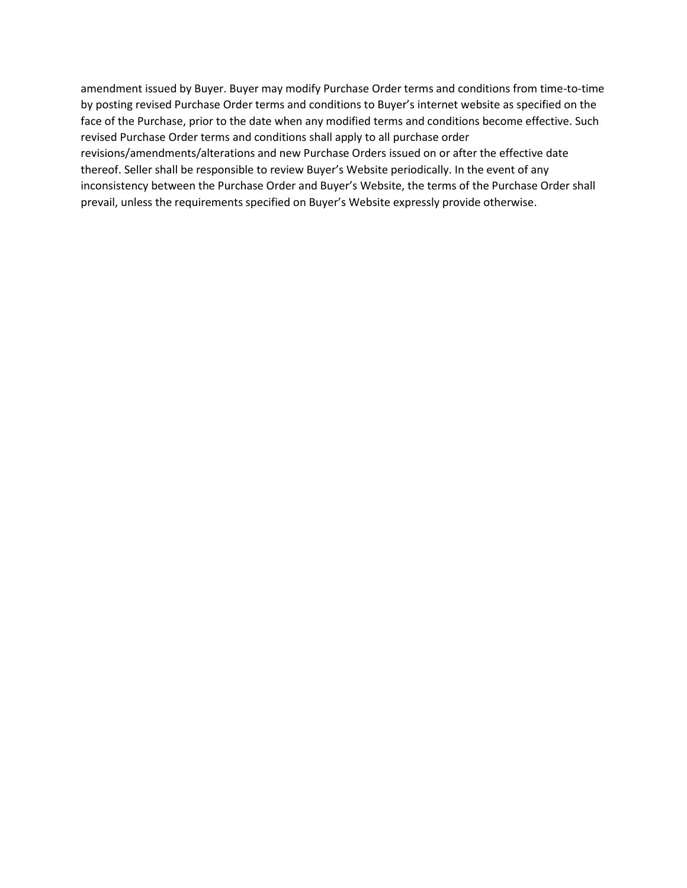amendment issued by Buyer. Buyer may modify Purchase Order terms and conditions from time-to-time by posting revised Purchase Order terms and conditions to Buyer's internet website as specified on the face of the Purchase, prior to the date when any modified terms and conditions become effective. Such revised Purchase Order terms and conditions shall apply to all purchase order revisions/amendments/alterations and new Purchase Orders issued on or after the effective date thereof. Seller shall be responsible to review Buyer's Website periodically. In the event of any inconsistency between the Purchase Order and Buyer's Website, the terms of the Purchase Order shall prevail, unless the requirements specified on Buyer's Website expressly provide otherwise.